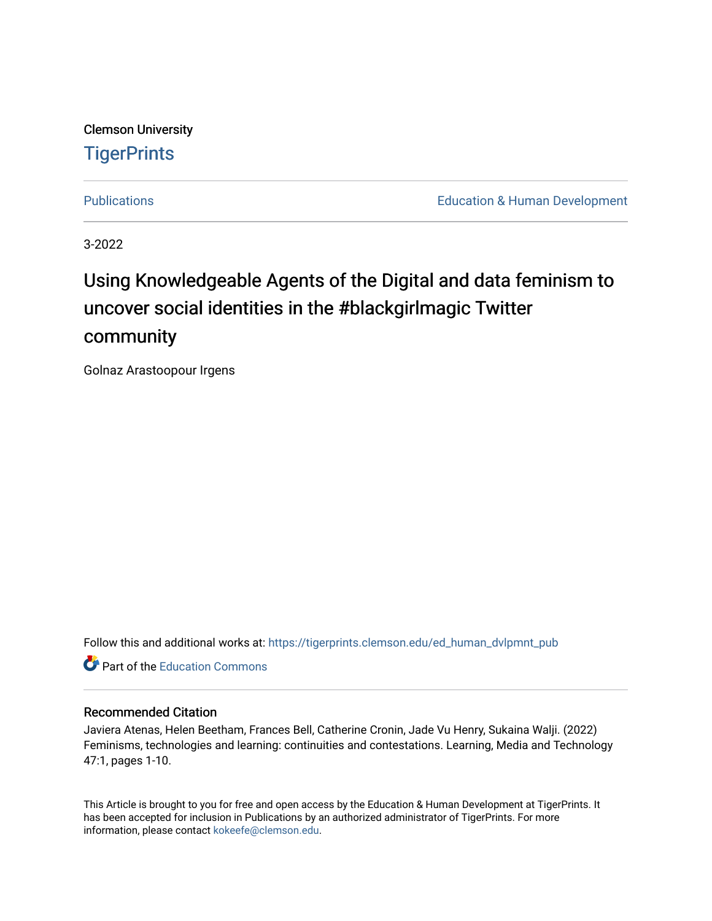Clemson University

# TigerPrints

Publications | Education & Human Development

3-2022

# Using Knowledgeable Agents of the Digital and data feminism to uncover social identities in the #blackgirlmagic Twitter community

Golnaz Arastoopour Irgens

Follow this and additional works at: https://tigerprints.clemson.edu/ed_human_dvlpmnt_pub

Part of the Education Commons

## Recommended Citation

Javiera Atenas, Helen Beetham, Frances Bell, Catherine Cronin, Jade Vu Henry, Sukaina Walji. (2022) Feminisms, technologies and learning: continuities and contestations. Learning, Media and Technology 47:1, pages 1-10.

This Article is brought to you for free and open access by the Education & Human Development at TigerPrints. It has been accepted for inclusion in Publications by an authorized administrator of TigerPrints. For more information, please contact kokeefe@clemson.edu.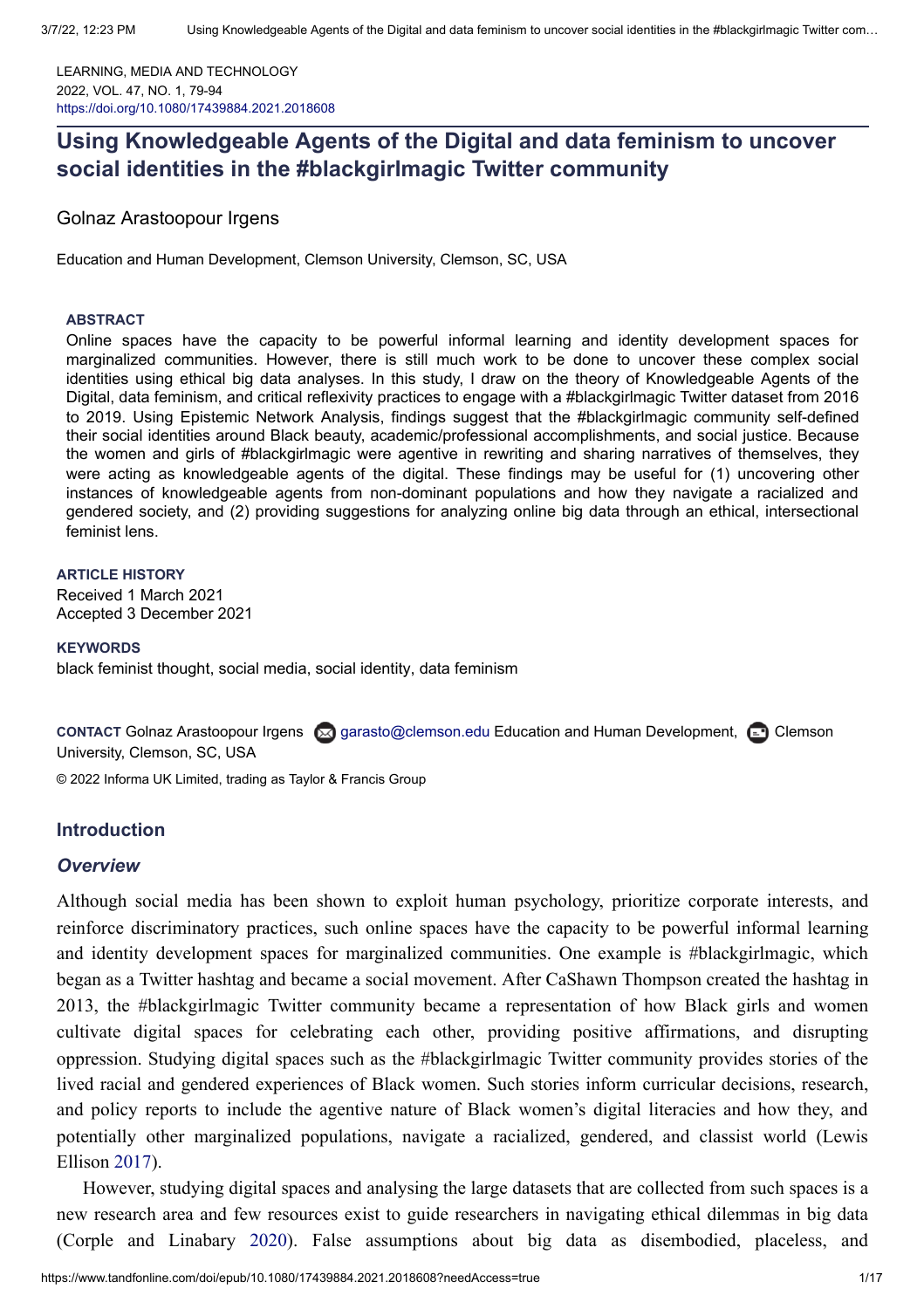LEARNING, MEDIA AND TECHNOLOGY
2022, VOL. 47, NO. 1, 79-94
https://doi.org/10.1080/17439884.2021.2018608

# Using Knowledgeable Agents of the Digital and data feminism to uncover social identities in the #blackgirlmagic Twitter community

Golnaz Arastoopour Irgens

Education and Human Development, Clemson University, Clemson, SC, USA

### ABSTRACT

Online spaces have the capacity to be powerful informal learning and identity development spaces for marginalized communities. However, there is still much work to be done to uncover these complex social identities using ethical big data analyses. In this study, I draw on the theory of Knowledgeable Agents of the Digital, data feminism, and critical reflexivity practices to engage with a #blackgirlmagic Twitter dataset from 2016 to 2019. Using Epistemic Network Analysis, findings suggest that the #blackgirlmagic community self-defined their social identities around Black beauty, academic/professional accomplishments, and social justice. Because the women and girls of #blackgirlmagic were agentive in rewriting and sharing narratives of themselves, they were acting as knowledgeable agents of the digital. These findings may be useful for (1) uncovering other instances of knowledgeable agents from non-dominant populations and how they navigate a racialized and gendered society, and (2) providing suggestions for analyzing online big data through an ethical, intersectional feminist lens.

### ARTICLE HISTORY

Received 1 March 2021
Accepted 3 December 2021

### KEYWORDS

black feminist thought, social media, social identity, data feminism

**CONTACT** Golnaz Arastoopour Irgens garasto@clemson.edu Education and Human Development, Clemson University, Clemson, SC, USA

© 2022 Informa UK Limited, trading as Taylor & Francis Group

## Introduction

### *Overview*

Although social media has been shown to exploit human psychology, prioritize corporate interests, and reinforce discriminatory practices, such online spaces have the capacity to be powerful informal learning and identity development spaces for marginalized communities. One example is #blackgirlmagic, which began as a Twitter hashtag and became a social movement. After CaShawn Thompson created the hashtag in 2013, the #blackgirlmagic Twitter community became a representation of how Black girls and women cultivate digital spaces for celebrating each other, providing positive affirmations, and disrupting oppression. Studying digital spaces such as the #blackgirlmagic Twitter community provides stories of the lived racial and gendered experiences of Black women. Such stories inform curricular decisions, research, and policy reports to include the agentive nature of Black women's digital literacies and how they, and potentially other marginalized populations, navigate a racialized, gendered, and classist world (Lewis Ellison 2017).

However, studying digital spaces and analysing the large datasets that are collected from such spaces is a new research area and few resources exist to guide researchers in navigating ethical dilemmas in big data (Corple and Linabary 2020). False assumptions about big data as disembodied, placeless, and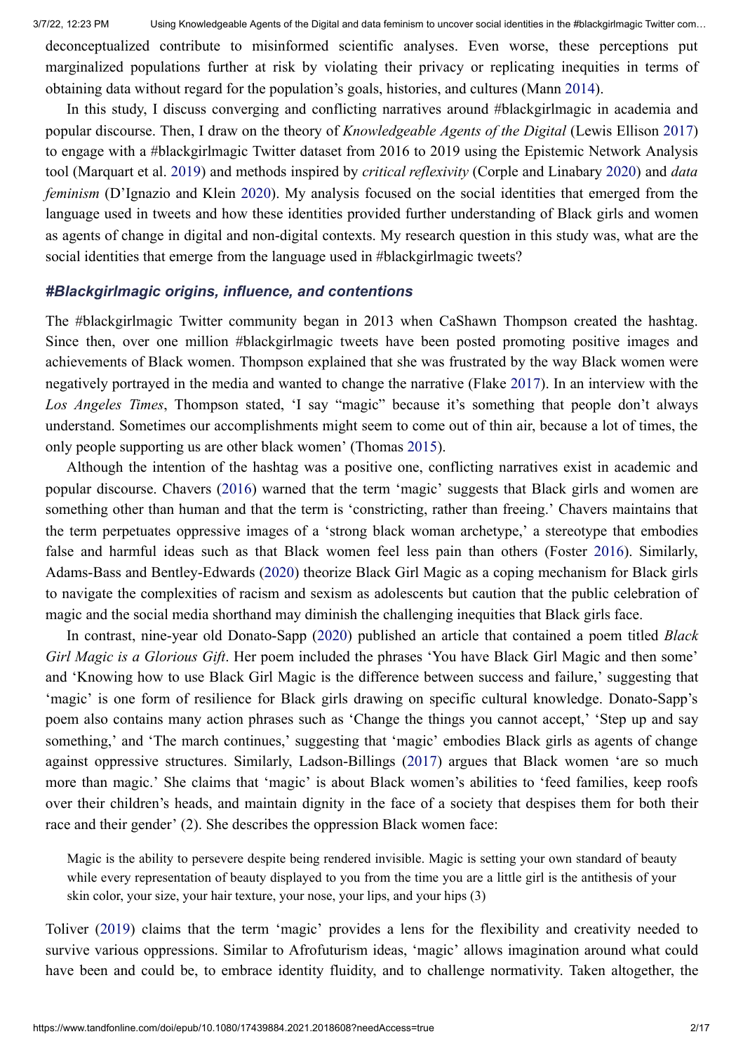deconceptualized contribute to misinformed scientific analyses. Even worse, these perceptions put marginalized populations further at risk by violating their privacy or replicating inequities in terms of obtaining data without regard for the population's goals, histories, and cultures (Mann 2014).

In this study, I discuss converging and conflicting narratives around #blackgirlmagic in academia and popular discourse. Then, I draw on the theory of *Knowledgeable Agents of the Digital* (Lewis Ellison 2017) to engage with a #blackgirlmagic Twitter dataset from 2016 to 2019 using the Epistemic Network Analysis tool (Marquart et al. 2019) and methods inspired by *critical reflexivity* (Corple and Linabary 2020) and *data feminism* (D'Ignazio and Klein 2020). My analysis focused on the social identities that emerged from the language used in tweets and how these identities provided further understanding of Black girls and women as agents of change in digital and non-digital contexts. My research question in this study was, what are the social identities that emerge from the language used in #blackgirlmagic tweets?

## *#Blackgirlmagic origins, influence, and contentions*

The #blackgirlmagic Twitter community began in 2013 when CaShawn Thompson created the hashtag. Since then, over one million #blackgirlmagic tweets have been posted promoting positive images and achievements of Black women. Thompson explained that she was frustrated by the way Black women were negatively portrayed in the media and wanted to change the narrative (Flake 2017). In an interview with the *Los Angeles Times*, Thompson stated, 'I say "magic" because it's something that people don't always understand. Sometimes our accomplishments might seem to come out of thin air, because a lot of times, the only people supporting us are other black women' (Thomas 2015).

Although the intention of the hashtag was a positive one, conflicting narratives exist in academic and popular discourse. Chavers (2016) warned that the term 'magic' suggests that Black girls and women are something other than human and that the term is 'constricting, rather than freeing.' Chavers maintains that the term perpetuates oppressive images of a 'strong black woman archetype,' a stereotype that embodies false and harmful ideas such as that Black women feel less pain than others (Foster 2016). Similarly, Adams-Bass and Bentley-Edwards (2020) theorize Black Girl Magic as a coping mechanism for Black girls to navigate the complexities of racism and sexism as adolescents but caution that the public celebration of magic and the social media shorthand may diminish the challenging inequities that Black girls face.

In contrast, nine-year old Donato-Sapp (2020) published an article that contained a poem titled *Black Girl Magic is a Glorious Gift*. Her poem included the phrases 'You have Black Girl Magic and then some' and 'Knowing how to use Black Girl Magic is the difference between success and failure,' suggesting that 'magic' is one form of resilience for Black girls drawing on specific cultural knowledge. Donato-Sapp's poem also contains many action phrases such as 'Change the things you cannot accept,' 'Step up and say something,' and 'The march continues,' suggesting that 'magic' embodies Black girls as agents of change against oppressive structures. Similarly, Ladson-Billings (2017) argues that Black women 'are so much more than magic.' She claims that 'magic' is about Black women's abilities to 'feed families, keep roofs over their children's heads, and maintain dignity in the face of a society that despises them for both their race and their gender' (2). She describes the oppression Black women face:

> Magic is the ability to persevere despite being rendered invisible. Magic is setting your own standard of beauty while every representation of beauty displayed to you from the time you are a little girl is the antithesis of your skin color, your size, your hair texture, your nose, your lips, and your hips (3)

Toliver (2019) claims that the term 'magic' provides a lens for the flexibility and creativity needed to survive various oppressions. Similar to Afrofuturism ideas, 'magic' allows imagination around what could have been and could be, to embrace identity fluidity, and to challenge normativity. Taken altogether, the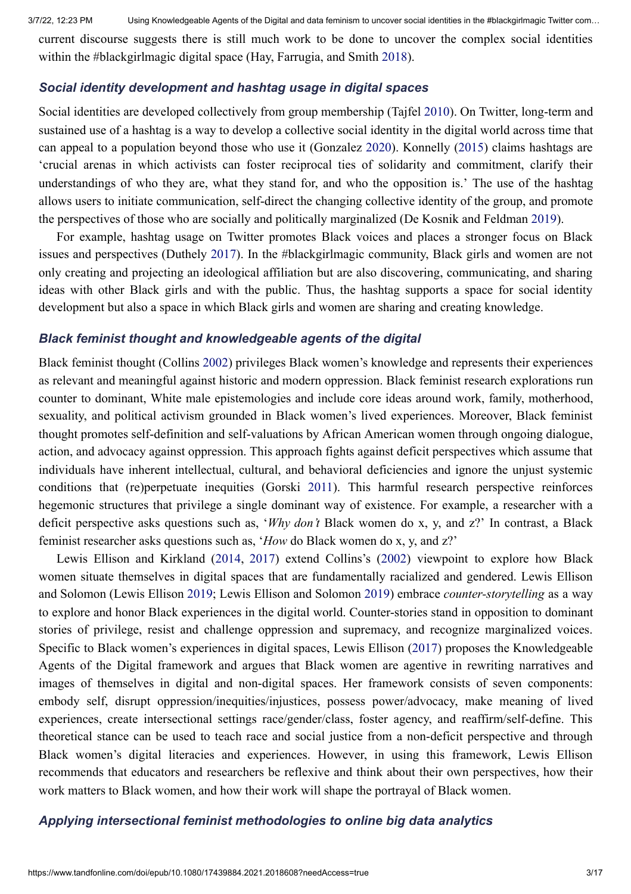current discourse suggests there is still much work to be done to uncover the complex social identities within the #blackgirlmagic digital space (Hay, Farrugia, and Smith 2018).

### *Social identity development and hashtag usage in digital spaces*

Social identities are developed collectively from group membership (Tajfel 2010). On Twitter, long-term and sustained use of a hashtag is a way to develop a collective social identity in the digital world across time that can appeal to a population beyond those who use it (Gonzalez 2020). Konnelly (2015) claims hashtags are 'crucial arenas in which activists can foster reciprocal ties of solidarity and commitment, clarify their understandings of who they are, what they stand for, and who the opposition is.' The use of the hashtag allows users to initiate communication, self-direct the changing collective identity of the group, and promote the perspectives of those who are socially and politically marginalized (De Kosnik and Feldman 2019).

For example, hashtag usage on Twitter promotes Black voices and places a stronger focus on Black issues and perspectives (Duthely 2017). In the #blackgirlmagic community, Black girls and women are not only creating and projecting an ideological affiliation but are also discovering, communicating, and sharing ideas with other Black girls and with the public. Thus, the hashtag supports a space for social identity development but also a space in which Black girls and women are sharing and creating knowledge.

### *Black feminist thought and knowledgeable agents of the digital*

Black feminist thought (Collins 2002) privileges Black women's knowledge and represents their experiences as relevant and meaningful against historic and modern oppression. Black feminist research explorations run counter to dominant, White male epistemologies and include core ideas around work, family, motherhood, sexuality, and political activism grounded in Black women's lived experiences. Moreover, Black feminist thought promotes self-definition and self-valuations by African American women through ongoing dialogue, action, and advocacy against oppression. This approach fights against deficit perspectives which assume that individuals have inherent intellectual, cultural, and behavioral deficiencies and ignore the unjust systemic conditions that (re)perpetuate inequities (Gorski 2011). This harmful research perspective reinforces hegemonic structures that privilege a single dominant way of existence. For example, a researcher with a deficit perspective asks questions such as, '*Why don't* Black women do x, y, and z?' In contrast, a Black feminist researcher asks questions such as, '*How* do Black women do x, y, and z?'

Lewis Ellison and Kirkland (2014, 2017) extend Collins's (2002) viewpoint to explore how Black women situate themselves in digital spaces that are fundamentally racialized and gendered. Lewis Ellison and Solomon (Lewis Ellison 2019; Lewis Ellison and Solomon 2019) embrace *counter-storytelling* as a way to explore and honor Black experiences in the digital world. Counter-stories stand in opposition to dominant stories of privilege, resist and challenge oppression and supremacy, and recognize marginalized voices. Specific to Black women's experiences in digital spaces, Lewis Ellison (2017) proposes the Knowledgeable Agents of the Digital framework and argues that Black women are agentive in rewriting narratives and images of themselves in digital and non-digital spaces. Her framework consists of seven components: embody self, disrupt oppression/inequities/injustices, possess power/advocacy, make meaning of lived experiences, create intersectional settings race/gender/class, foster agency, and reaffirm/self-define. This theoretical stance can be used to teach race and social justice from a non-deficit perspective and through Black women's digital literacies and experiences. However, in using this framework, Lewis Ellison recommends that educators and researchers be reflexive and think about their own perspectives, how their work matters to Black women, and how their work will shape the portrayal of Black women.

### *Applying intersectional feminist methodologies to online big data analytics*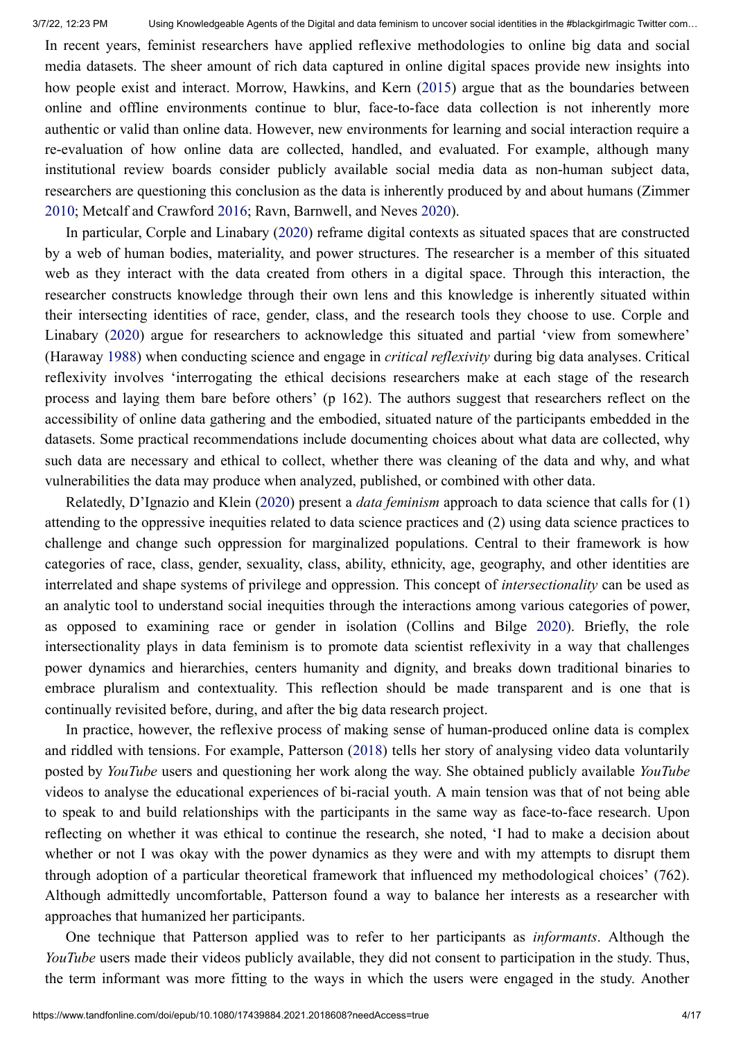In recent years, feminist researchers have applied reflexive methodologies to online big data and social media datasets. The sheer amount of rich data captured in online digital spaces provide new insights into how people exist and interact. Morrow, Hawkins, and Kern (2015) argue that as the boundaries between online and offline environments continue to blur, face-to-face data collection is not inherently more authentic or valid than online data. However, new environments for learning and social interaction require a re-evaluation of how online data are collected, handled, and evaluated. For example, although many institutional review boards consider publicly available social media data as non-human subject data, researchers are questioning this conclusion as the data is inherently produced by and about humans (Zimmer 2010; Metcalf and Crawford 2016; Ravn, Barnwell, and Neves 2020).

In particular, Corple and Linabary (2020) reframe digital contexts as situated spaces that are constructed by a web of human bodies, materiality, and power structures. The researcher is a member of this situated web as they interact with the data created from others in a digital space. Through this interaction, the researcher constructs knowledge through their own lens and this knowledge is inherently situated within their intersecting identities of race, gender, class, and the research tools they choose to use. Corple and Linabary (2020) argue for researchers to acknowledge this situated and partial 'view from somewhere' (Haraway 1988) when conducting science and engage in *critical reflexivity* during big data analyses. Critical reflexivity involves 'interrogating the ethical decisions researchers make at each stage of the research process and laying them bare before others' (p 162). The authors suggest that researchers reflect on the accessibility of online data gathering and the embodied, situated nature of the participants embedded in the datasets. Some practical recommendations include documenting choices about what data are collected, why such data are necessary and ethical to collect, whether there was cleaning of the data and why, and what vulnerabilities the data may produce when analyzed, published, or combined with other data.

Relatedly, D'Ignazio and Klein (2020) present a *data feminism* approach to data science that calls for (1) attending to the oppressive inequities related to data science practices and (2) using data science practices to challenge and change such oppression for marginalized populations. Central to their framework is how categories of race, class, gender, sexuality, class, ability, ethnicity, age, geography, and other identities are interrelated and shape systems of privilege and oppression. This concept of *intersectionality* can be used as an analytic tool to understand social inequities through the interactions among various categories of power, as opposed to examining race or gender in isolation (Collins and Bilge 2020). Briefly, the role intersectionality plays in data feminism is to promote data scientist reflexivity in a way that challenges power dynamics and hierarchies, centers humanity and dignity, and breaks down traditional binaries to embrace pluralism and contextuality. This reflection should be made transparent and is one that is continually revisited before, during, and after the big data research project.

In practice, however, the reflexive process of making sense of human-produced online data is complex and riddled with tensions. For example, Patterson (2018) tells her story of analysing video data voluntarily posted by *YouTube* users and questioning her work along the way. She obtained publicly available *YouTube* videos to analyse the educational experiences of bi-racial youth. A main tension was that of not being able to speak to and build relationships with the participants in the same way as face-to-face research. Upon reflecting on whether it was ethical to continue the research, she noted, 'I had to make a decision about whether or not I was okay with the power dynamics as they were and with my attempts to disrupt them through adoption of a particular theoretical framework that influenced my methodological choices' (762). Although admittedly uncomfortable, Patterson found a way to balance her interests as a researcher with approaches that humanized her participants.

One technique that Patterson applied was to refer to her participants as *informants*. Although the *YouTube* users made their videos publicly available, they did not consent to participation in the study. Thus, the term informant was more fitting to the ways in which the users were engaged in the study. Another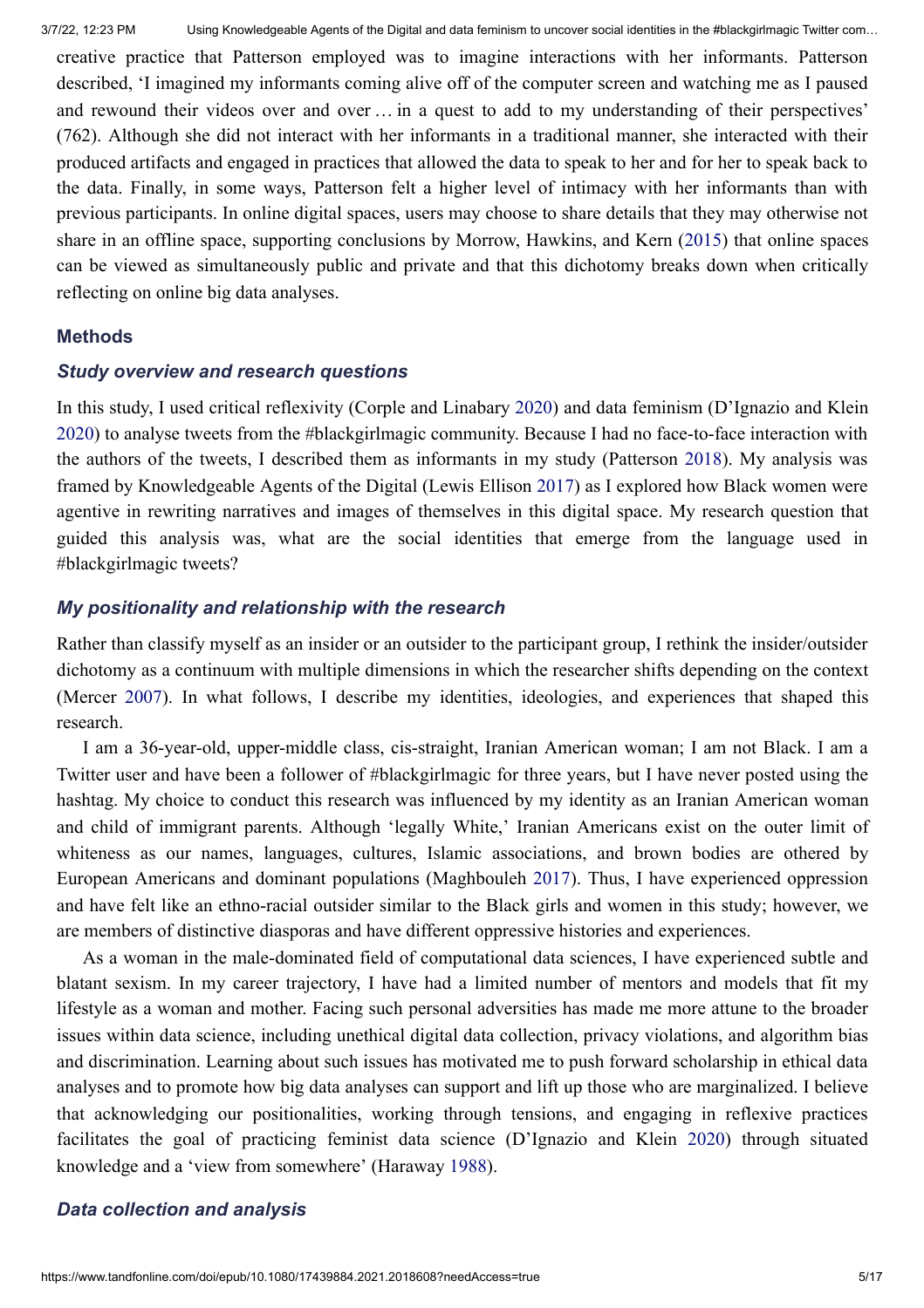creative practice that Patterson employed was to imagine interactions with her informants. Patterson described, 'I imagined my informants coming alive off of the computer screen and watching me as I paused and rewound their videos over and over … in a quest to add to my understanding of their perspectives' (762). Although she did not interact with her informants in a traditional manner, she interacted with their produced artifacts and engaged in practices that allowed the data to speak to her and for her to speak back to the data. Finally, in some ways, Patterson felt a higher level of intimacy with her informants than with previous participants. In online digital spaces, users may choose to share details that they may otherwise not share in an offline space, supporting conclusions by Morrow, Hawkins, and Kern (2015) that online spaces can be viewed as simultaneously public and private and that this dichotomy breaks down when critically reflecting on online big data analyses.

## Methods

### *Study overview and research questions*

In this study, I used critical reflexivity (Corple and Linabary 2020) and data feminism (D'Ignazio and Klein 2020) to analyse tweets from the #blackgirlmagic community. Because I had no face-to-face interaction with the authors of the tweets, I described them as informants in my study (Patterson 2018). My analysis was framed by Knowledgeable Agents of the Digital (Lewis Ellison 2017) as I explored how Black women were agentive in rewriting narratives and images of themselves in this digital space. My research question that guided this analysis was, what are the social identities that emerge from the language used in #blackgirlmagic tweets?

### *My positionality and relationship with the research*

Rather than classify myself as an insider or an outsider to the participant group, I rethink the insider/outsider dichotomy as a continuum with multiple dimensions in which the researcher shifts depending on the context (Mercer 2007). In what follows, I describe my identities, ideologies, and experiences that shaped this research.

I am a 36-year-old, upper-middle class, cis-straight, Iranian American woman; I am not Black. I am a Twitter user and have been a follower of #blackgirlmagic for three years, but I have never posted using the hashtag. My choice to conduct this research was influenced by my identity as an Iranian American woman and child of immigrant parents. Although 'legally White,' Iranian Americans exist on the outer limit of whiteness as our names, languages, cultures, Islamic associations, and brown bodies are othered by European Americans and dominant populations (Maghbouleh 2017). Thus, I have experienced oppression and have felt like an ethno-racial outsider similar to the Black girls and women in this study; however, we are members of distinctive diasporas and have different oppressive histories and experiences.

As a woman in the male-dominated field of computational data sciences, I have experienced subtle and blatant sexism. In my career trajectory, I have had a limited number of mentors and models that fit my lifestyle as a woman and mother. Facing such personal adversities has made me more attune to the broader issues within data science, including unethical digital data collection, privacy violations, and algorithm bias and discrimination. Learning about such issues has motivated me to push forward scholarship in ethical data analyses and to promote how big data analyses can support and lift up those who are marginalized. I believe that acknowledging our positionalities, working through tensions, and engaging in reflexive practices facilitates the goal of practicing feminist data science (D'Ignazio and Klein 2020) through situated knowledge and a 'view from somewhere' (Haraway 1988).

### *Data collection and analysis*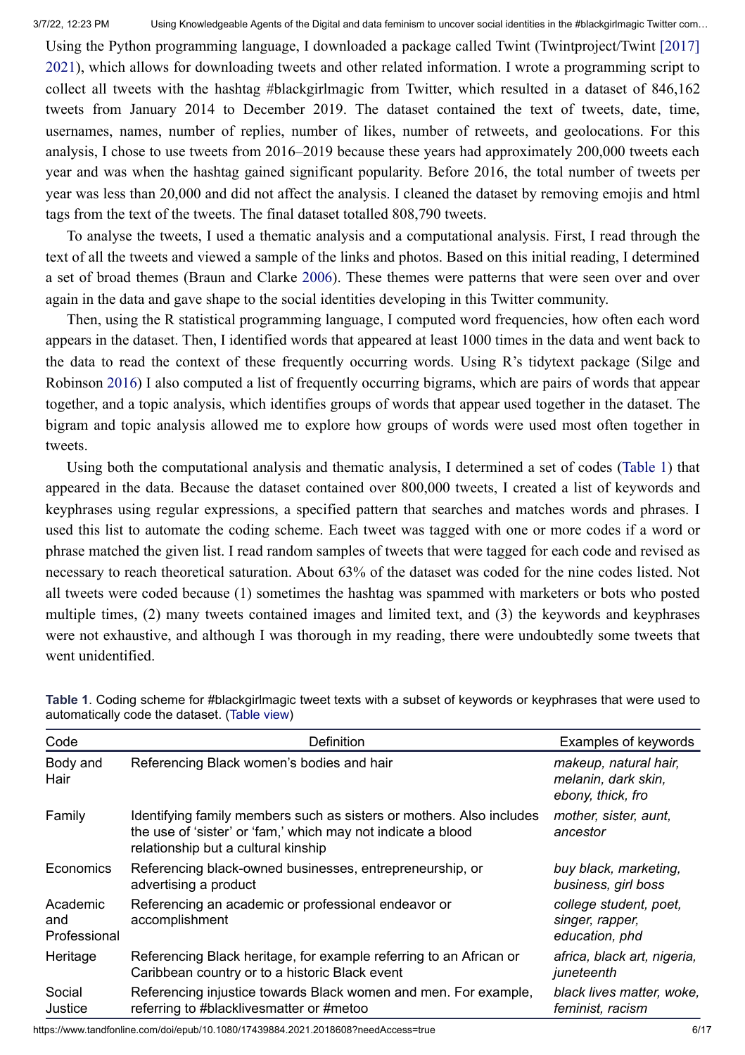Using the Python programming language, I downloaded a package called Twint (Twintproject/Twint [2017] 2021), which allows for downloading tweets and other related information. I wrote a programming script to collect all tweets with the hashtag #blackgirlmagic from Twitter, which resulted in a dataset of 846,162 tweets from January 2014 to December 2019. The dataset contained the text of tweets, date, time, usernames, names, number of replies, number of likes, number of retweets, and geolocations. For this analysis, I chose to use tweets from 2016–2019 because these years had approximately 200,000 tweets each year and was when the hashtag gained significant popularity. Before 2016, the total number of tweets per year was less than 20,000 and did not affect the analysis. I cleaned the dataset by removing emojis and html tags from the text of the tweets. The final dataset totalled 808,790 tweets.

To analyse the tweets, I used a thematic analysis and a computational analysis. First, I read through the text of all the tweets and viewed a sample of the links and photos. Based on this initial reading, I determined a set of broad themes (Braun and Clarke 2006). These themes were patterns that were seen over and over again in the data and gave shape to the social identities developing in this Twitter community.

Then, using the R statistical programming language, I computed word frequencies, how often each word appears in the dataset. Then, I identified words that appeared at least 1000 times in the data and went back to the data to read the context of these frequently occurring words. Using R's tidytext package (Silge and Robinson 2016) I also computed a list of frequently occurring bigrams, which are pairs of words that appear together, and a topic analysis, which identifies groups of words that appear used together in the dataset. The bigram and topic analysis allowed me to explore how groups of words were used most often together in tweets.

Using both the computational analysis and thematic analysis, I determined a set of codes (Table 1) that appeared in the data. Because the dataset contained over 800,000 tweets, I created a list of keywords and keyphrases using regular expressions, a specified pattern that searches and matches words and phrases. I used this list to automate the coding scheme. Each tweet was tagged with one or more codes if a word or phrase matched the given list. I read random samples of tweets that were tagged for each code and revised as necessary to reach theoretical saturation. About 63% of the dataset was coded for the nine codes listed. Not all tweets were coded because (1) sometimes the hashtag was spammed with marketers or bots who posted multiple times, (2) many tweets contained images and limited text, and (3) the keywords and keyphrases were not exhaustive, and although I was thorough in my reading, there were undoubtedly some tweets that went unidentified.

**Table 1**. Coding scheme for #blackgirlmagic tweet texts with a subset of keywords or keyphrases that were used to automatically code the dataset. (Table view)

| Code | Definition | Examples of keywords |
|---|---|---|
| Body and Hair | Referencing Black women's bodies and hair | *makeup, natural hair, melanin, dark skin, ebony, thick, fro* |
| Family | Identifying family members such as sisters or mothers. Also includes the use of 'sister' or 'fam,' which may not indicate a blood relationship but a cultural kinship | *mother, sister, aunt, ancestor* |
| Economics | Referencing black-owned businesses, entrepreneurship, or advertising a product | *buy black, marketing, business, girl boss* |
| Academic and Professional | Referencing an academic or professional endeavor or accomplishment | *college student, poet, singer, rapper, education, phd* |
| Heritage | Referencing Black heritage, for example referring to an African or Caribbean country or to a historic Black event | *africa, black art, nigeria, juneteenth* |
| Social Justice | Referencing injustice towards Black women and men. For example, referring to #blacklivesmatter or #metoo | *black lives matter, woke, feminist, racism* |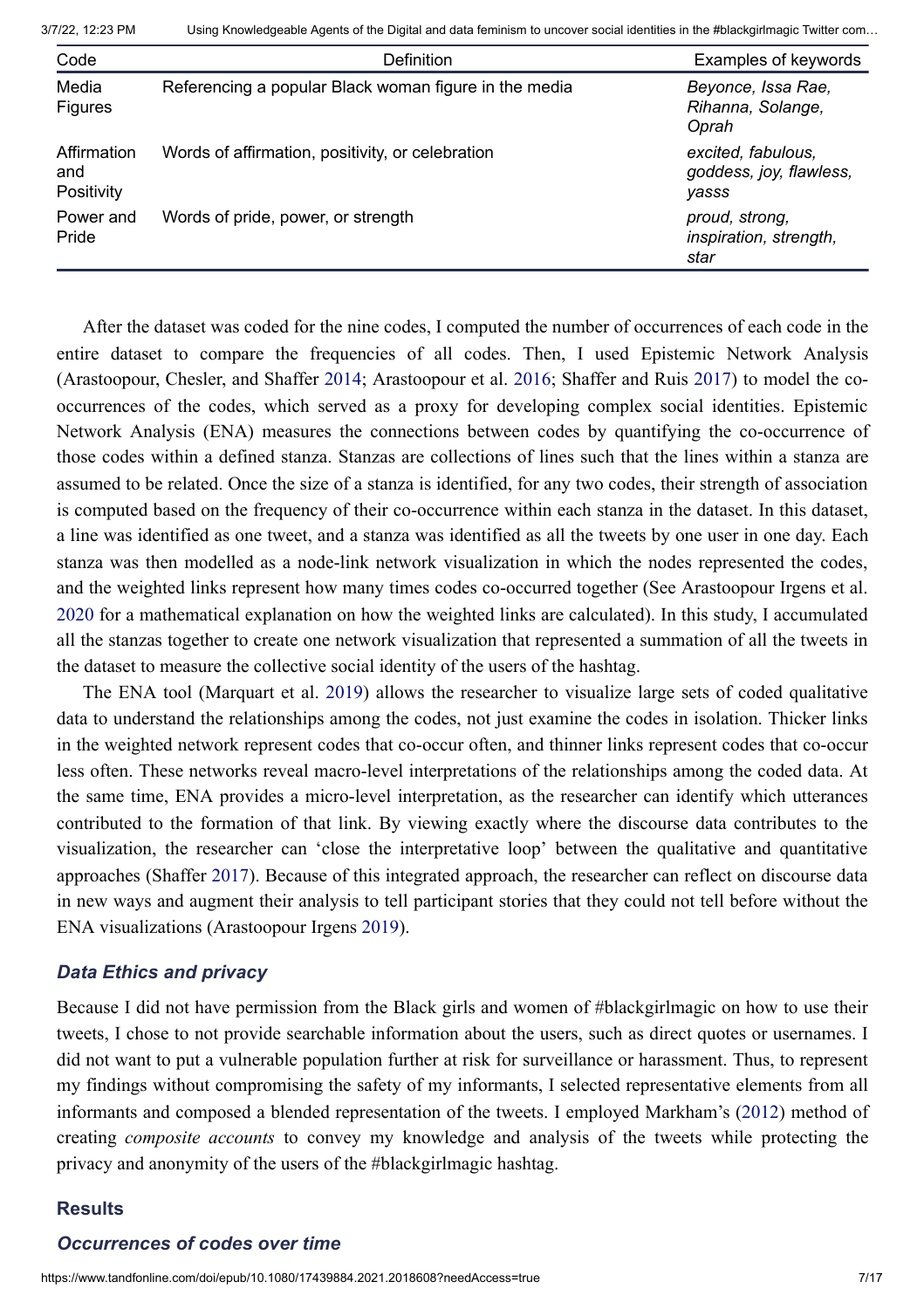| Code | Definition | Examples of keywords |
| --- | --- | --- |
| Media Figures | Referencing a popular Black woman figure in the media | *Beyonce, Issa Rae, Rihanna, Solange, Oprah* |
| Affirmation and Positivity | Words of affirmation, positivity, or celebration | *excited, fabulous, goddess, joy, flawless, yasss* |
| Power and Pride | Words of pride, power, or strength | *proud, strong, inspiration, strength, star* |

After the dataset was coded for the nine codes, I computed the number of occurrences of each code in the entire dataset to compare the frequencies of all codes. Then, I used Epistemic Network Analysis (Arastoopour, Chesler, and Shaffer 2014; Arastoopour et al. 2016; Shaffer and Ruis 2017) to model the co-occurrences of the codes, which served as a proxy for developing complex social identities. Epistemic Network Analysis (ENA) measures the connections between codes by quantifying the co-occurrence of those codes within a defined stanza. Stanzas are collections of lines such that the lines within a stanza are assumed to be related. Once the size of a stanza is identified, for any two codes, their strength of association is computed based on the frequency of their co-occurrence within each stanza in the dataset. In this dataset, a line was identified as one tweet, and a stanza was identified as all the tweets by one user in one day. Each stanza was then modelled as a node-link network visualization in which the nodes represented the codes, and the weighted links represent how many times codes co-occurred together (See Arastoopour Irgens et al. 2020 for a mathematical explanation on how the weighted links are calculated). In this study, I accumulated all the stanzas together to create one network visualization that represented a summation of all the tweets in the dataset to measure the collective social identity of the users of the hashtag.

The ENA tool (Marquart et al. 2019) allows the researcher to visualize large sets of coded qualitative data to understand the relationships among the codes, not just examine the codes in isolation. Thicker links in the weighted network represent codes that co-occur often, and thinner links represent codes that co-occur less often. These networks reveal macro-level interpretations of the relationships among the coded data. At the same time, ENA provides a micro-level interpretation, as the researcher can identify which utterances contributed to the formation of that link. By viewing exactly where the discourse data contributes to the visualization, the researcher can 'close the interpretative loop' between the qualitative and quantitative approaches (Shaffer 2017). Because of this integrated approach, the researcher can reflect on discourse data in new ways and augment their analysis to tell participant stories that they could not tell before without the ENA visualizations (Arastoopour Irgens 2019).

### *Data Ethics and privacy*

Because I did not have permission from the Black girls and women of #blackgirlmagic on how to use their tweets, I chose to not provide searchable information about the users, such as direct quotes or usernames. I did not want to put a vulnerable population further at risk for surveillance or harassment. Thus, to represent my findings without compromising the safety of my informants, I selected representative elements from all informants and composed a blended representation of the tweets. I employed Markham's (2012) method of creating *composite accounts* to convey my knowledge and analysis of the tweets while protecting the privacy and anonymity of the users of the #blackgirlmagic hashtag.

## Results

### *Occurrences of codes over time*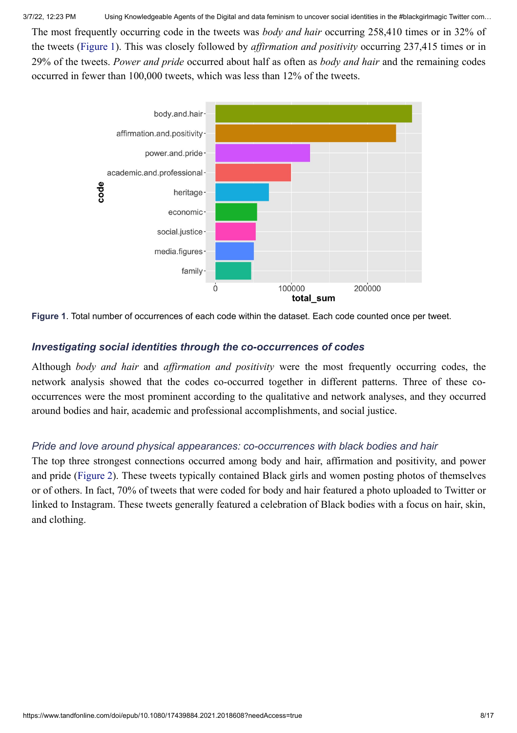The most frequently occurring code in the tweets was *body and hair* occurring 258,410 times or in 32% of the tweets (Figure 1). This was closely followed by *affirmation and positivity* occurring 237,415 times or in 29% of the tweets. *Power and pride* occurred about half as often as *body and hair* and the remaining codes occurred in fewer than 100,000 tweets, which was less than 12% of the tweets.

**Figure 1**. Total number of occurrences of each code within the dataset. Each code counted once per tweet.

### *Investigating social identities through the co-occurrences of codes*

Although *body and hair* and *affirmation and positivity* were the most frequently occurring codes, the network analysis showed that the codes co-occurred together in different patterns. Three of these co-occurrences were the most prominent according to the qualitative and network analyses, and they occurred around bodies and hair, academic and professional accomplishments, and social justice.

#### *Pride and love around physical appearances: co-occurrences with black bodies and hair*

The top three strongest connections occurred among body and hair, affirmation and positivity, and power and pride (Figure 2). These tweets typically contained Black girls and women posting photos of themselves or of others. In fact, 70% of tweets that were coded for body and hair featured a photo uploaded to Twitter or linked to Instagram. These tweets generally featured a celebration of Black bodies with a focus on hair, skin, and clothing.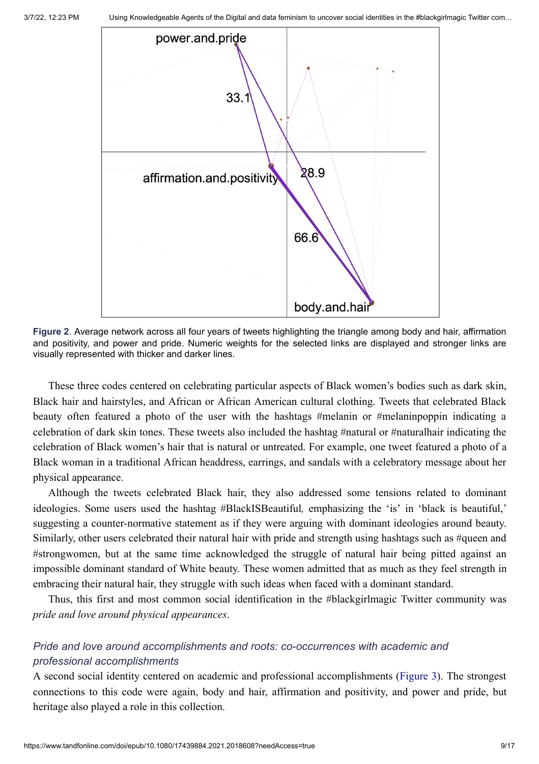**Figure 2**. Average network across all four years of tweets highlighting the triangle among body and hair, affirmation and positivity, and power and pride. Numeric weights for the selected links are displayed and stronger links are visually represented with thicker and darker lines.

These three codes centered on celebrating particular aspects of Black women's bodies such as dark skin, Black hair and hairstyles, and African or African American cultural clothing. Tweets that celebrated Black beauty often featured a photo of the user with the hashtags #melanin or #melaninpoppin indicating a celebration of dark skin tones. These tweets also included the hashtag #natural or #naturalhair indicating the celebration of Black women's hair that is natural or untreated. For example, one tweet featured a photo of a Black woman in a traditional African headdress, earrings, and sandals with a celebratory message about her physical appearance.

Although the tweets celebrated Black hair, they also addressed some tensions related to dominant ideologies. Some users used the hashtag #BlackISBeautiful*,* emphasizing the 'is' in 'black is beautiful,' suggesting a counter-normative statement as if they were arguing with dominant ideologies around beauty. Similarly, other users celebrated their natural hair with pride and strength using hashtags such as #queen and #strongwomen, but at the same time acknowledged the struggle of natural hair being pitted against an impossible dominant standard of White beauty. These women admitted that as much as they feel strength in embracing their natural hair, they struggle with such ideas when faced with a dominant standard.

Thus, this first and most common social identification in the #blackgirlmagic Twitter community was *pride and love around physical appearances*.

### *Pride and love around accomplishments and roots: co-occurrences with academic and professional accomplishments*

A second social identity centered on academic and professional accomplishments (Figure 3). The strongest connections to this code were again, body and hair, affirmation and positivity, and power and pride, but heritage also played a role in this collection.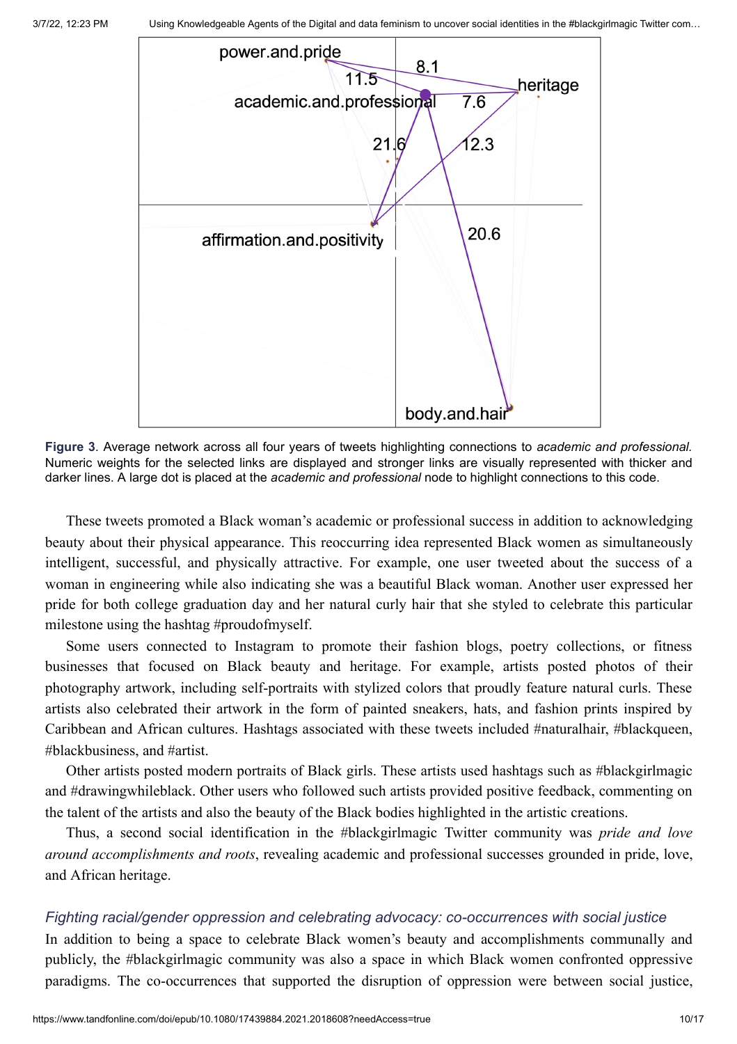Figure 3. Average network across all four years of tweets highlighting connections to *academic and professional.* Numeric weights for the selected links are displayed and stronger links are visually represented with thicker and darker lines. A large dot is placed at the *academic and professional* node to highlight connections to this code.

These tweets promoted a Black woman's academic or professional success in addition to acknowledging beauty about their physical appearance. This reoccurring idea represented Black women as simultaneously intelligent, successful, and physically attractive. For example, one user tweeted about the success of a woman in engineering while also indicating she was a beautiful Black woman. Another user expressed her pride for both college graduation day and her natural curly hair that she styled to celebrate this particular milestone using the hashtag #proudofmyself.

Some users connected to Instagram to promote their fashion blogs, poetry collections, or fitness businesses that focused on Black beauty and heritage. For example, artists posted photos of their photography artwork, including self-portraits with stylized colors that proudly feature natural curls. These artists also celebrated their artwork in the form of painted sneakers, hats, and fashion prints inspired by Caribbean and African cultures. Hashtags associated with these tweets included #naturalhair, #blackqueen, #blackbusiness, and #artist.

Other artists posted modern portraits of Black girls. These artists used hashtags such as #blackgirlmagic and #drawingwhileblack. Other users who followed such artists provided positive feedback, commenting on the talent of the artists and also the beauty of the Black bodies highlighted in the artistic creations.

Thus, a second social identification in the #blackgirlmagic Twitter community was *pride and love around accomplishments and roots*, revealing academic and professional successes grounded in pride, love, and African heritage.

### *Fighting racial/gender oppression and celebrating advocacy: co-occurrences with social justice*

In addition to being a space to celebrate Black women's beauty and accomplishments communally and publicly, the #blackgirlmagic community was also a space in which Black women confronted oppressive paradigms. The co-occurrences that supported the disruption of oppression were between social justice,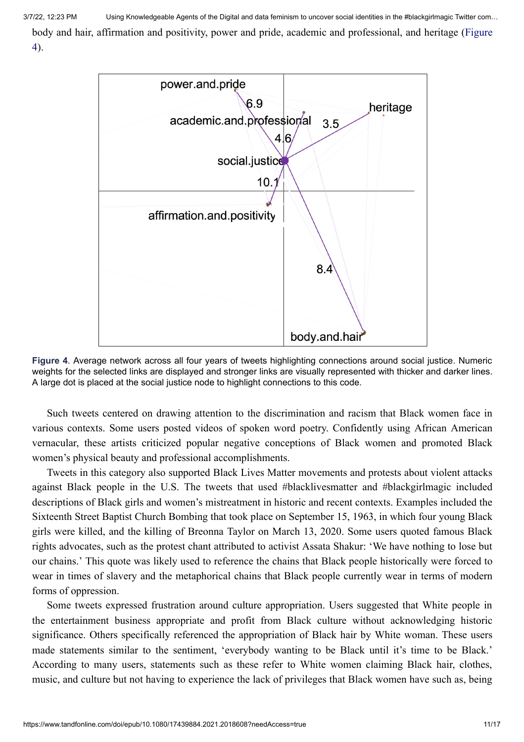body and hair, affirmation and positivity, power and pride, academic and professional, and heritage (Figure 4).

**Figure 4**. Average network across all four years of tweets highlighting connections around social justice. Numeric weights for the selected links are displayed and stronger links are visually represented with thicker and darker lines. A large dot is placed at the social justice node to highlight connections to this code.

Such tweets centered on drawing attention to the discrimination and racism that Black women face in various contexts. Some users posted videos of spoken word poetry. Confidently using African American vernacular, these artists criticized popular negative conceptions of Black women and promoted Black women's physical beauty and professional accomplishments.

Tweets in this category also supported Black Lives Matter movements and protests about violent attacks against Black people in the U.S. The tweets that used #blacklivesmatter and #blackgirlmagic included descriptions of Black girls and women's mistreatment in historic and recent contexts. Examples included the Sixteenth Street Baptist Church Bombing that took place on September 15, 1963, in which four young Black girls were killed, and the killing of Breonna Taylor on March 13, 2020. Some users quoted famous Black rights advocates, such as the protest chant attributed to activist Assata Shakur: 'We have nothing to lose but our chains.' This quote was likely used to reference the chains that Black people historically were forced to wear in times of slavery and the metaphorical chains that Black people currently wear in terms of modern forms of oppression.

Some tweets expressed frustration around culture appropriation. Users suggested that White people in the entertainment business appropriate and profit from Black culture without acknowledging historic significance. Others specifically referenced the appropriation of Black hair by White woman. These users made statements similar to the sentiment, 'everybody wanting to be Black until it's time to be Black.' According to many users, statements such as these refer to White women claiming Black hair, clothes, music, and culture but not having to experience the lack of privileges that Black women have such as, being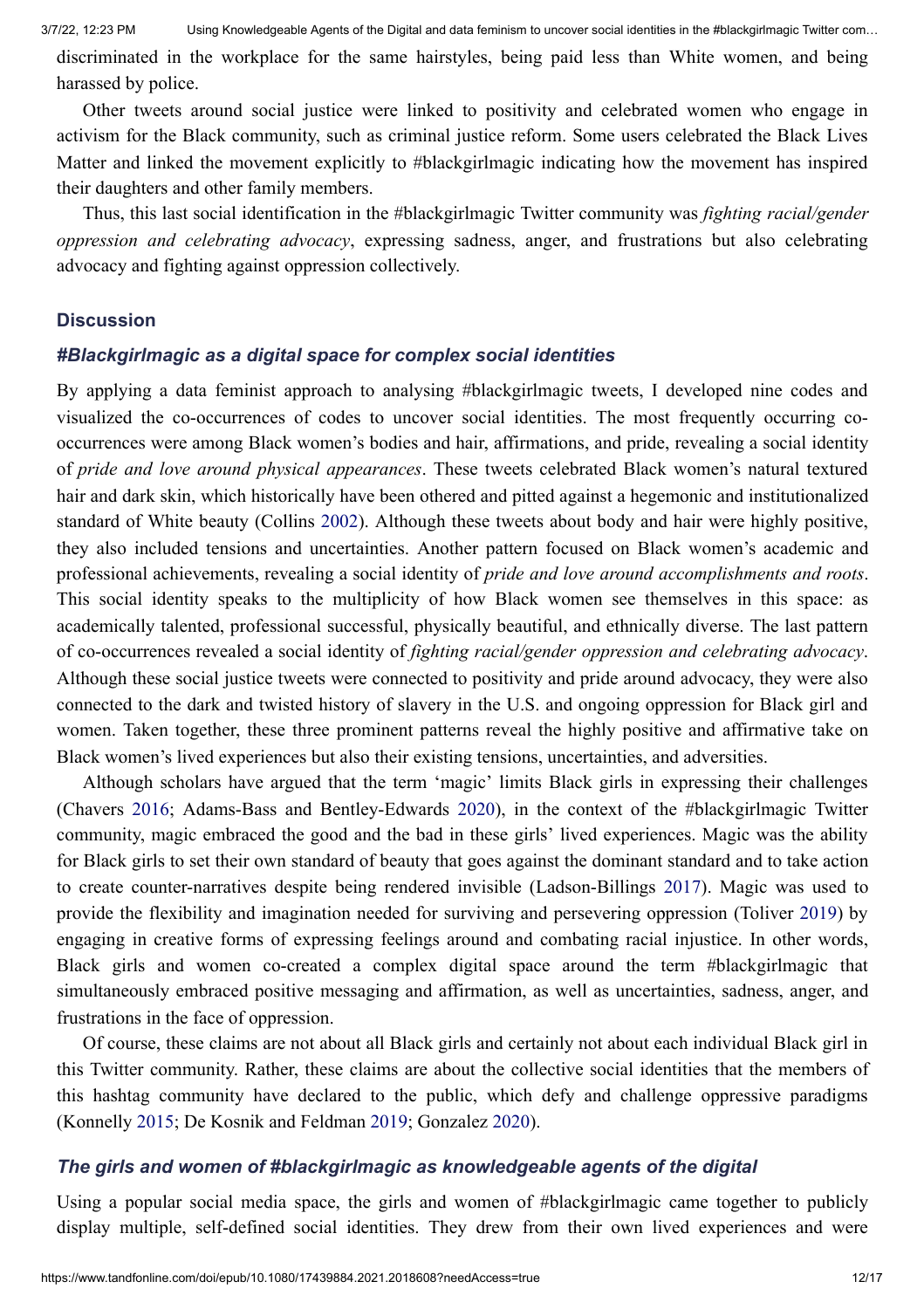discriminated in the workplace for the same hairstyles, being paid less than White women, and being harassed by police.

Other tweets around social justice were linked to positivity and celebrated women who engage in activism for the Black community, such as criminal justice reform. Some users celebrated the Black Lives Matter and linked the movement explicitly to #blackgirlmagic indicating how the movement has inspired their daughters and other family members.

Thus, this last social identification in the #blackgirlmagic Twitter community was *fighting racial/gender oppression and celebrating advocacy*, expressing sadness, anger, and frustrations but also celebrating advocacy and fighting against oppression collectively.

## Discussion

### *#Blackgirlmagic as a digital space for complex social identities*

By applying a data feminist approach to analysing #blackgirlmagic tweets, I developed nine codes and visualized the co-occurrences of codes to uncover social identities. The most frequently occurring co-occurrences were among Black women's bodies and hair, affirmations, and pride, revealing a social identity of *pride and love around physical appearances*. These tweets celebrated Black women's natural textured hair and dark skin, which historically have been othered and pitted against a hegemonic and institutionalized standard of White beauty (Collins 2002). Although these tweets about body and hair were highly positive, they also included tensions and uncertainties. Another pattern focused on Black women's academic and professional achievements, revealing a social identity of *pride and love around accomplishments and roots*. This social identity speaks to the multiplicity of how Black women see themselves in this space: as academically talented, professional successful, physically beautiful, and ethnically diverse. The last pattern of co-occurrences revealed a social identity of *fighting racial/gender oppression and celebrating advocacy*. Although these social justice tweets were connected to positivity and pride around advocacy, they were also connected to the dark and twisted history of slavery in the U.S. and ongoing oppression for Black girl and women. Taken together, these three prominent patterns reveal the highly positive and affirmative take on Black women's lived experiences but also their existing tensions, uncertainties, and adversities.

Although scholars have argued that the term 'magic' limits Black girls in expressing their challenges (Chavers 2016; Adams-Bass and Bentley-Edwards 2020), in the context of the #blackgirlmagic Twitter community, magic embraced the good and the bad in these girls' lived experiences. Magic was the ability for Black girls to set their own standard of beauty that goes against the dominant standard and to take action to create counter-narratives despite being rendered invisible (Ladson-Billings 2017). Magic was used to provide the flexibility and imagination needed for surviving and persevering oppression (Toliver 2019) by engaging in creative forms of expressing feelings around and combating racial injustice. In other words, Black girls and women co-created a complex digital space around the term #blackgirlmagic that simultaneously embraced positive messaging and affirmation, as well as uncertainties, sadness, anger, and frustrations in the face of oppression.

Of course, these claims are not about all Black girls and certainly not about each individual Black girl in this Twitter community. Rather, these claims are about the collective social identities that the members of this hashtag community have declared to the public, which defy and challenge oppressive paradigms (Konnelly 2015; De Kosnik and Feldman 2019; Gonzalez 2020).

### *The girls and women of #blackgirlmagic as knowledgeable agents of the digital*

Using a popular social media space, the girls and women of #blackgirlmagic came together to publicly display multiple, self-defined social identities. They drew from their own lived experiences and were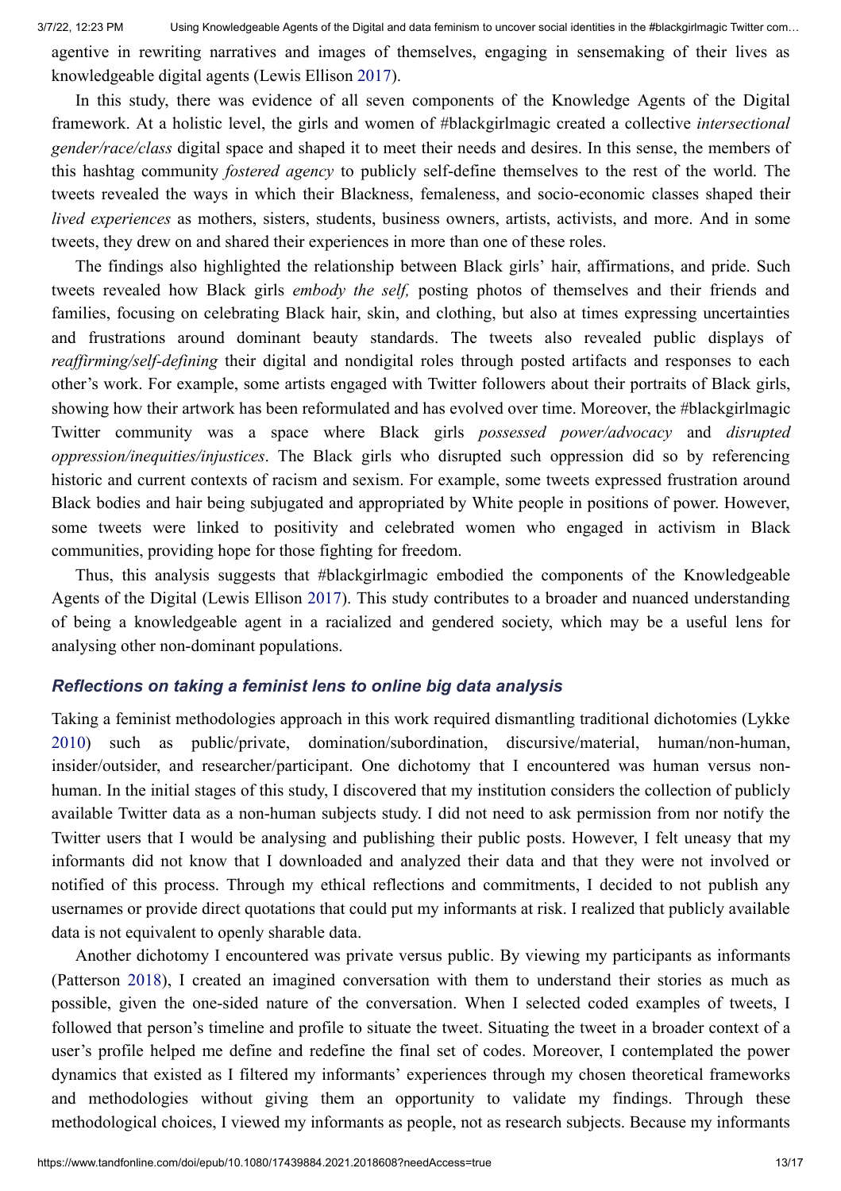agentive in rewriting narratives and images of themselves, engaging in sensemaking of their lives as knowledgeable digital agents (Lewis Ellison 2017).

In this study, there was evidence of all seven components of the Knowledge Agents of the Digital framework. At a holistic level, the girls and women of #blackgirlmagic created a collective *intersectional gender/race/class* digital space and shaped it to meet their needs and desires. In this sense, the members of this hashtag community *fostered agency* to publicly self-define themselves to the rest of the world. The tweets revealed the ways in which their Blackness, femaleness, and socio-economic classes shaped their *lived experiences* as mothers, sisters, students, business owners, artists, activists, and more. And in some tweets, they drew on and shared their experiences in more than one of these roles.

The findings also highlighted the relationship between Black girls' hair, affirmations, and pride. Such tweets revealed how Black girls *embody the self,* posting photos of themselves and their friends and families, focusing on celebrating Black hair, skin, and clothing, but also at times expressing uncertainties and frustrations around dominant beauty standards. The tweets also revealed public displays of *reaffirming/self-defining* their digital and nondigital roles through posted artifacts and responses to each other's work. For example, some artists engaged with Twitter followers about their portraits of Black girls, showing how their artwork has been reformulated and has evolved over time. Moreover, the #blackgirlmagic Twitter community was a space where Black girls *possessed power/advocacy* and *disrupted oppression/inequities/injustices*. The Black girls who disrupted such oppression did so by referencing historic and current contexts of racism and sexism. For example, some tweets expressed frustration around Black bodies and hair being subjugated and appropriated by White people in positions of power. However, some tweets were linked to positivity and celebrated women who engaged in activism in Black communities, providing hope for those fighting for freedom.

Thus, this analysis suggests that #blackgirlmagic embodied the components of the Knowledgeable Agents of the Digital (Lewis Ellison 2017). This study contributes to a broader and nuanced understanding of being a knowledgeable agent in a racialized and gendered society, which may be a useful lens for analysing other non-dominant populations.

### *Reflections on taking a feminist lens to online big data analysis*

Taking a feminist methodologies approach in this work required dismantling traditional dichotomies (Lykke 2010) such as public/private, domination/subordination, discursive/material, human/non-human, insider/outsider, and researcher/participant. One dichotomy that I encountered was human versus non-human. In the initial stages of this study, I discovered that my institution considers the collection of publicly available Twitter data as a non-human subjects study. I did not need to ask permission from nor notify the Twitter users that I would be analysing and publishing their public posts. However, I felt uneasy that my informants did not know that I downloaded and analyzed their data and that they were not involved or notified of this process. Through my ethical reflections and commitments, I decided to not publish any usernames or provide direct quotations that could put my informants at risk. I realized that publicly available data is not equivalent to openly sharable data.

Another dichotomy I encountered was private versus public. By viewing my participants as informants (Patterson 2018), I created an imagined conversation with them to understand their stories as much as possible, given the one-sided nature of the conversation. When I selected coded examples of tweets, I followed that person's timeline and profile to situate the tweet. Situating the tweet in a broader context of a user's profile helped me define and redefine the final set of codes. Moreover, I contemplated the power dynamics that existed as I filtered my informants' experiences through my chosen theoretical frameworks and methodologies without giving them an opportunity to validate my findings. Through these methodological choices, I viewed my informants as people, not as research subjects. Because my informants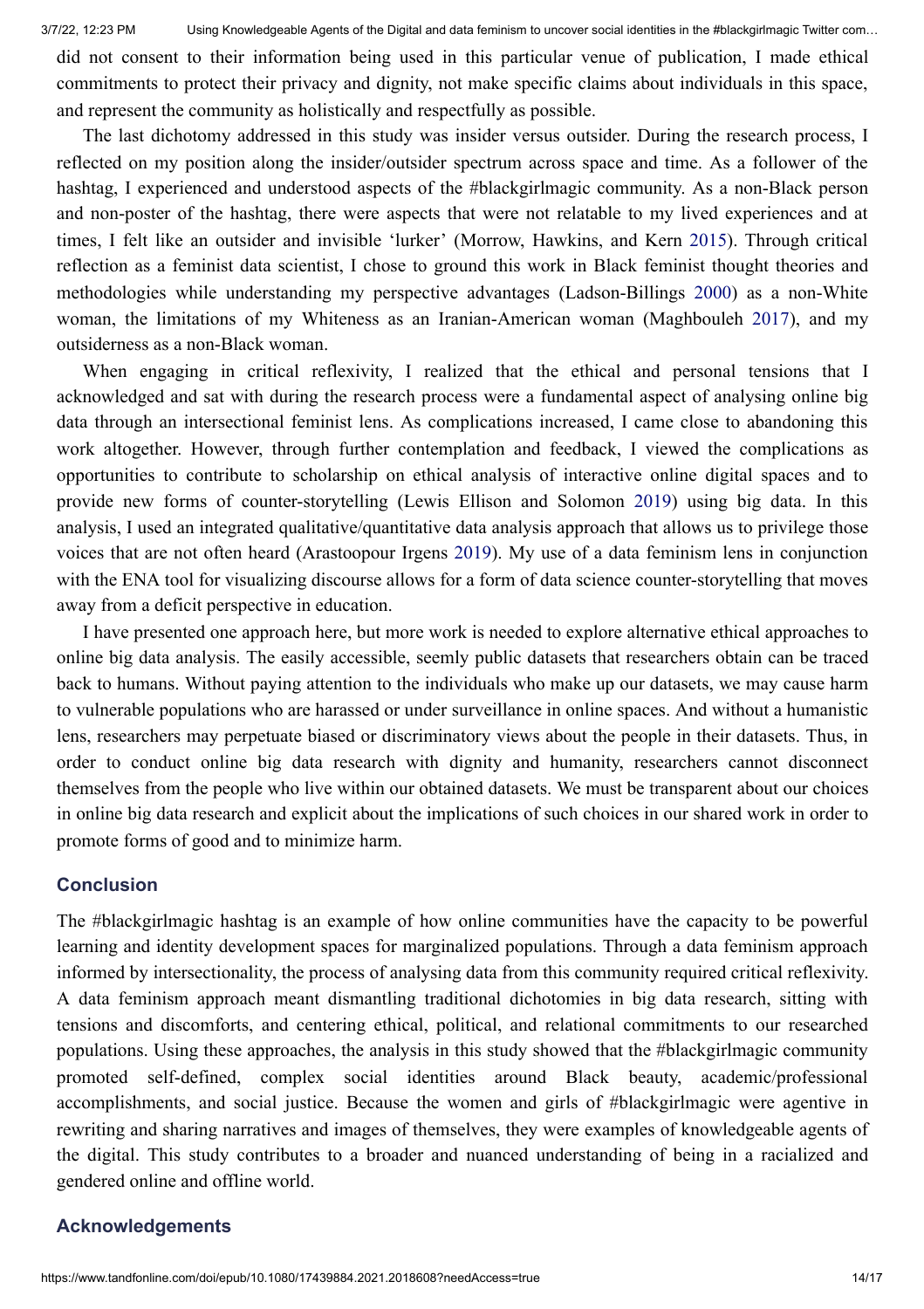did not consent to their information being used in this particular venue of publication, I made ethical commitments to protect their privacy and dignity, not make specific claims about individuals in this space, and represent the community as holistically and respectfully as possible.

The last dichotomy addressed in this study was insider versus outsider. During the research process, I reflected on my position along the insider/outsider spectrum across space and time. As a follower of the hashtag, I experienced and understood aspects of the #blackgirlmagic community. As a non-Black person and non-poster of the hashtag, there were aspects that were not relatable to my lived experiences and at times, I felt like an outsider and invisible 'lurker' (Morrow, Hawkins, and Kern 2015). Through critical reflection as a feminist data scientist, I chose to ground this work in Black feminist thought theories and methodologies while understanding my perspective advantages (Ladson-Billings 2000) as a non-White woman, the limitations of my Whiteness as an Iranian-American woman (Maghbouleh 2017), and my outsiderness as a non-Black woman.

When engaging in critical reflexivity, I realized that the ethical and personal tensions that I acknowledged and sat with during the research process were a fundamental aspect of analysing online big data through an intersectional feminist lens. As complications increased, I came close to abandoning this work altogether. However, through further contemplation and feedback, I viewed the complications as opportunities to contribute to scholarship on ethical analysis of interactive online digital spaces and to provide new forms of counter-storytelling (Lewis Ellison and Solomon 2019) using big data. In this analysis, I used an integrated qualitative/quantitative data analysis approach that allows us to privilege those voices that are not often heard (Arastoopour Irgens 2019). My use of a data feminism lens in conjunction with the ENA tool for visualizing discourse allows for a form of data science counter-storytelling that moves away from a deficit perspective in education.

I have presented one approach here, but more work is needed to explore alternative ethical approaches to online big data analysis. The easily accessible, seemly public datasets that researchers obtain can be traced back to humans. Without paying attention to the individuals who make up our datasets, we may cause harm to vulnerable populations who are harassed or under surveillance in online spaces. And without a humanistic lens, researchers may perpetuate biased or discriminatory views about the people in their datasets. Thus, in order to conduct online big data research with dignity and humanity, researchers cannot disconnect themselves from the people who live within our obtained datasets. We must be transparent about our choices in online big data research and explicit about the implications of such choices in our shared work in order to promote forms of good and to minimize harm.

## Conclusion

The #blackgirlmagic hashtag is an example of how online communities have the capacity to be powerful learning and identity development spaces for marginalized populations. Through a data feminism approach informed by intersectionality, the process of analysing data from this community required critical reflexivity. A data feminism approach meant dismantling traditional dichotomies in big data research, sitting with tensions and discomforts, and centering ethical, political, and relational commitments to our researched populations. Using these approaches, the analysis in this study showed that the #blackgirlmagic community promoted self-defined, complex social identities around Black beauty, academic/professional accomplishments, and social justice. Because the women and girls of #blackgirlmagic were agentive in rewriting and sharing narratives and images of themselves, they were examples of knowledgeable agents of the digital. This study contributes to a broader and nuanced understanding of being in a racialized and gendered online and offline world.

## Acknowledgements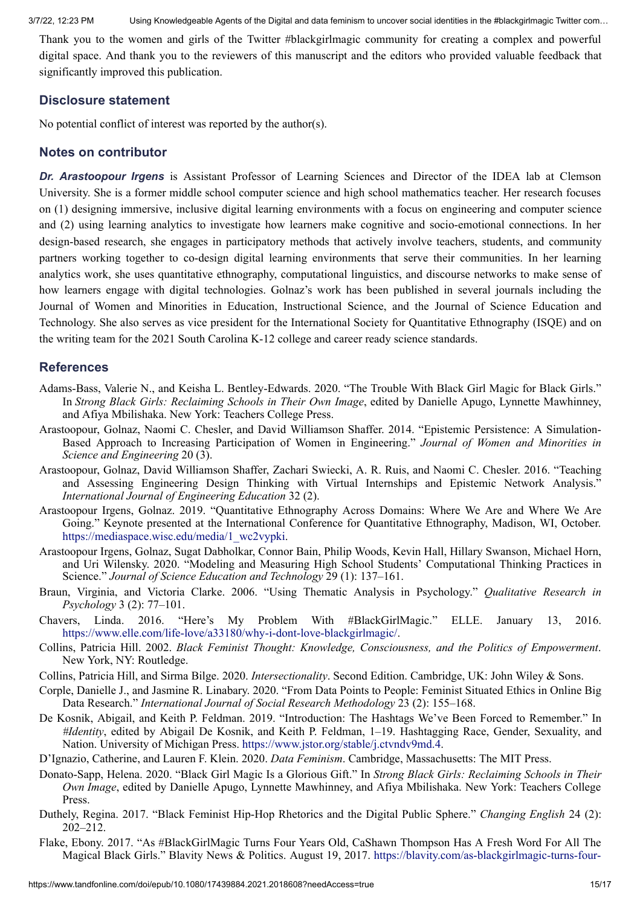Thank you to the women and girls of the Twitter #blackgirlmagic community for creating a complex and powerful digital space. And thank you to the reviewers of this manuscript and the editors who provided valuable feedback that significantly improved this publication.

## Disclosure statement

No potential conflict of interest was reported by the author(s).

## Notes on contributor

***Dr. Arastoopour Irgens*** is Assistant Professor of Learning Sciences and Director of the IDEA lab at Clemson University. She is a former middle school computer science and high school mathematics teacher. Her research focuses on (1) designing immersive, inclusive digital learning environments with a focus on engineering and computer science and (2) using learning analytics to investigate how learners make cognitive and socio-emotional connections. In her design-based research, she engages in participatory methods that actively involve teachers, students, and community partners working together to co-design digital learning environments that serve their communities. In her learning analytics work, she uses quantitative ethnography, computational linguistics, and discourse networks to make sense of how learners engage with digital technologies. Golnaz's work has been published in several journals including the Journal of Women and Minorities in Education, Instructional Science, and the Journal of Science Education and Technology. She also serves as vice president for the International Society for Quantitative Ethnography (ISQE) and on the writing team for the 2021 South Carolina K-12 college and career ready science standards.

## References

Adams-Bass, Valerie N., and Keisha L. Bentley-Edwards. 2020. "The Trouble With Black Girl Magic for Black Girls." In *Strong Black Girls: Reclaiming Schools in Their Own Image*, edited by Danielle Apugo, Lynnette Mawhinney, and Afiya Mbilishaka. New York: Teachers College Press.

Arastoopour, Golnaz, Naomi C. Chesler, and David Williamson Shaffer. 2014. "Epistemic Persistence: A Simulation-Based Approach to Increasing Participation of Women in Engineering." *Journal of Women and Minorities in Science and Engineering* 20 (3).

Arastoopour, Golnaz, David Williamson Shaffer, Zachari Swiecki, A. R. Ruis, and Naomi C. Chesler. 2016. "Teaching and Assessing Engineering Design Thinking with Virtual Internships and Epistemic Network Analysis." *International Journal of Engineering Education* 32 (2).

Arastoopour Irgens, Golnaz. 2019. "Quantitative Ethnography Across Domains: Where We Are and Where We Are Going." Keynote presented at the International Conference for Quantitative Ethnography, Madison, WI, October. https://mediaspace.wisc.edu/media/1_wc2vypki.

Arastoopour Irgens, Golnaz, Sugat Dabholkar, Connor Bain, Philip Woods, Kevin Hall, Hillary Swanson, Michael Horn, and Uri Wilensky. 2020. "Modeling and Measuring High School Students' Computational Thinking Practices in Science." *Journal of Science Education and Technology* 29 (1): 137–161.

Braun, Virginia, and Victoria Clarke. 2006. "Using Thematic Analysis in Psychology." *Qualitative Research in Psychology* 3 (2): 77–101.

Chavers, Linda. 2016. "Here's My Problem With #BlackGirlMagic." ELLE. January 13, 2016. https://www.elle.com/life-love/a33180/why-i-dont-love-blackgirlmagic/.

Collins, Patricia Hill. 2002. *Black Feminist Thought: Knowledge, Consciousness, and the Politics of Empowerment*. New York, NY: Routledge.

Collins, Patricia Hill, and Sirma Bilge. 2020. *Intersectionality*. Second Edition. Cambridge, UK: John Wiley & Sons.

Corple, Danielle J., and Jasmine R. Linabary. 2020. "From Data Points to People: Feminist Situated Ethics in Online Big Data Research." *International Journal of Social Research Methodology* 23 (2): 155–168.

De Kosnik, Abigail, and Keith P. Feldman. 2019. "Introduction: The Hashtags We've Been Forced to Remember." In *#Identity*, edited by Abigail De Kosnik, and Keith P. Feldman, 1–19. Hashtagging Race, Gender, Sexuality, and Nation. University of Michigan Press. https://www.jstor.org/stable/j.ctvndv9md.4.

D'Ignazio, Catherine, and Lauren F. Klein. 2020. *Data Feminism*. Cambridge, Massachusetts: The MIT Press.

Donato-Sapp, Helena. 2020. "Black Girl Magic Is a Glorious Gift." In *Strong Black Girls: Reclaiming Schools in Their Own Image*, edited by Danielle Apugo, Lynnette Mawhinney, and Afiya Mbilishaka. New York: Teachers College Press.

Duthely, Regina. 2017. "Black Feminist Hip-Hop Rhetorics and the Digital Public Sphere." *Changing English* 24 (2): 202–212.

Flake, Ebony. 2017. "As #BlackGirlMagic Turns Four Years Old, CaShawn Thompson Has A Fresh Word For All The Magical Black Girls." Blavity News & Politics. August 19, 2017. https://blavity.com/as-blackgirlmagic-turns-four-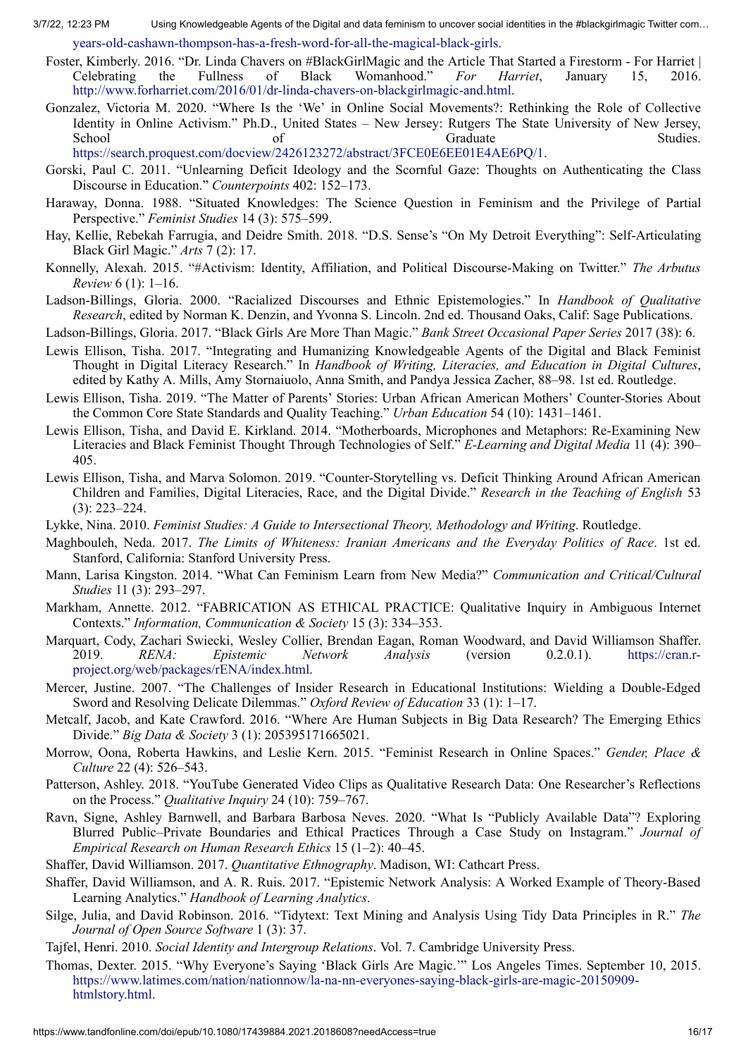years-old-cashawn-thompson-has-a-fresh-word-for-all-the-magical-black-girls.

Foster, Kimberly. 2016. "Dr. Linda Chavers on #BlackGirlMagic and the Article That Started a Firestorm - For Harriet | Celebrating the Fullness of Black Womanhood." *For Harriet*, January 15, 2016. http://www.forharriet.com/2016/01/dr-linda-chavers-on-blackgirlmagic-and.html.

Gonzalez, Victoria M. 2020. "Where Is the 'We' in Online Social Movements?: Rethinking the Role of Collective Identity in Online Activism." Ph.D., United States – New Jersey: Rutgers The State University of New Jersey, School of Graduate Studies. https://search.proquest.com/docview/2426123272/abstract/3FCE0E6EE01E4AE6PQ/1.

Gorski, Paul C. 2011. "Unlearning Deficit Ideology and the Scornful Gaze: Thoughts on Authenticating the Class Discourse in Education." *Counterpoints* 402: 152–173.

Haraway, Donna. 1988. "Situated Knowledges: The Science Question in Feminism and the Privilege of Partial Perspective." *Feminist Studies* 14 (3): 575–599.

Hay, Kellie, Rebekah Farrugia, and Deidre Smith. 2018. "D.S. Sense's "On My Detroit Everything": Self-Articulating Black Girl Magic." *Arts* 7 (2): 17.

Konnelly, Alexah. 2015. "#Activism: Identity, Affiliation, and Political Discourse-Making on Twitter." *The Arbutus Review* 6 (1): 1–16.

Ladson-Billings, Gloria. 2000. "Racialized Discourses and Ethnic Epistemologies." In *Handbook of Qualitative Research*, edited by Norman K. Denzin, and Yvonna S. Lincoln. 2nd ed. Thousand Oaks, Calif: Sage Publications.

Ladson-Billings, Gloria. 2017. "Black Girls Are More Than Magic." *Bank Street Occasional Paper Series* 2017 (38): 6.

Lewis Ellison, Tisha. 2017. "Integrating and Humanizing Knowledgeable Agents of the Digital and Black Feminist Thought in Digital Literacy Research." In *Handbook of Writing, Literacies, and Education in Digital Cultures*, edited by Kathy A. Mills, Amy Stornaiuolo, Anna Smith, and Pandya Jessica Zacher, 88–98. 1st ed. Routledge.

Lewis Ellison, Tisha. 2019. "The Matter of Parents' Stories: Urban African American Mothers' Counter-Stories About the Common Core State Standards and Quality Teaching." *Urban Education* 54 (10): 1431–1461.

Lewis Ellison, Tisha, and David E. Kirkland. 2014. "Motherboards, Microphones and Metaphors: Re-Examining New Literacies and Black Feminist Thought Through Technologies of Self." *E-Learning and Digital Media* 11 (4): 390–405.

Lewis Ellison, Tisha, and Marva Solomon. 2019. "Counter-Storytelling vs. Deficit Thinking Around African American Children and Families, Digital Literacies, Race, and the Digital Divide." *Research in the Teaching of English* 53 (3): 223–224.

Lykke, Nina. 2010. *Feminist Studies: A Guide to Intersectional Theory, Methodology and Writing*. Routledge.

Maghbouleh, Neda. 2017. *The Limits of Whiteness: Iranian Americans and the Everyday Politics of Race*. 1st ed. Stanford, California: Stanford University Press.

Mann, Larisa Kingston. 2014. "What Can Feminism Learn from New Media?" *Communication and Critical/Cultural Studies* 11 (3): 293–297.

Markham, Annette. 2012. "FABRICATION AS ETHICAL PRACTICE: Qualitative Inquiry in Ambiguous Internet Contexts." *Information, Communication & Society* 15 (3): 334–353.

Marquart, Cody, Zachari Swiecki, Wesley Collier, Brendan Eagan, Roman Woodward, and David Williamson Shaffer. 2019. *RENA: Epistemic Network Analysis* (version 0.2.0.1). https://cran.r-project.org/web/packages/rENA/index.html.

Mercer, Justine. 2007. "The Challenges of Insider Research in Educational Institutions: Wielding a Double-Edged Sword and Resolving Delicate Dilemmas." *Oxford Review of Education* 33 (1): 1–17.

Metcalf, Jacob, and Kate Crawford. 2016. "Where Are Human Subjects in Big Data Research? The Emerging Ethics Divide." *Big Data & Society* 3 (1): 205395171665021.

Morrow, Oona, Roberta Hawkins, and Leslie Kern. 2015. "Feminist Research in Online Spaces." *Gender, Place & Culture* 22 (4): 526–543.

Patterson, Ashley. 2018. "YouTube Generated Video Clips as Qualitative Research Data: One Researcher's Reflections on the Process." *Qualitative Inquiry* 24 (10): 759–767.

Ravn, Signe, Ashley Barnwell, and Barbara Barbosa Neves. 2020. "What Is "Publicly Available Data"? Exploring Blurred Public–Private Boundaries and Ethical Practices Through a Case Study on Instagram." *Journal of Empirical Research on Human Research Ethics* 15 (1–2): 40–45.

Shaffer, David Williamson. 2017. *Quantitative Ethnography*. Madison, WI: Cathcart Press.

Shaffer, David Williamson, and A. R. Ruis. 2017. "Epistemic Network Analysis: A Worked Example of Theory-Based Learning Analytics." *Handbook of Learning Analytics*.

Silge, Julia, and David Robinson. 2016. "Tidytext: Text Mining and Analysis Using Tidy Data Principles in R." *The Journal of Open Source Software* 1 (3): 37.

Tajfel, Henri. 2010. *Social Identity and Intergroup Relations*. Vol. 7. Cambridge University Press.

Thomas, Dexter. 2015. "Why Everyone's Saying 'Black Girls Are Magic.'" Los Angeles Times. September 10, 2015. https://www.latimes.com/nation/nationnow/la-na-nn-everyones-saying-black-girls-are-magic-20150909-htmlstory.html.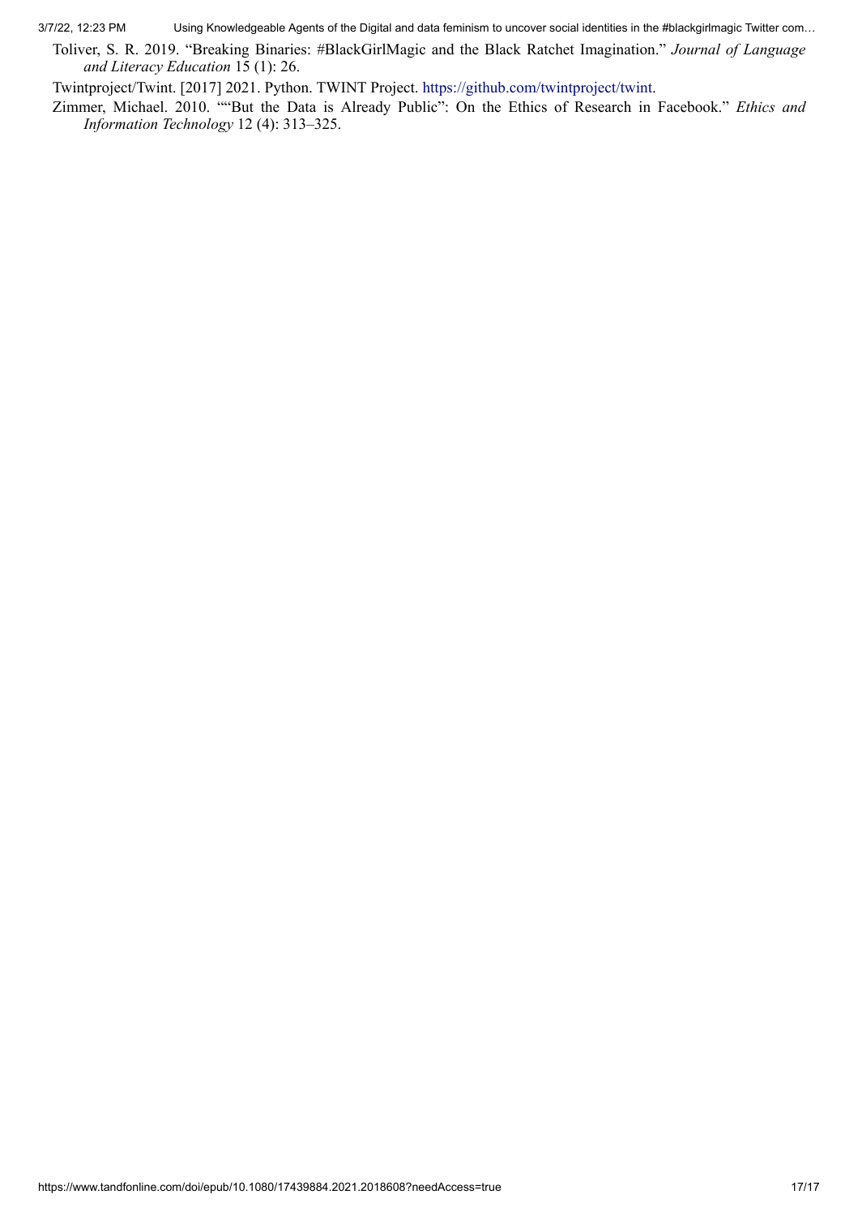Toliver, S. R. 2019. "Breaking Binaries: #BlackGirlMagic and the Black Ratchet Imagination." *Journal of Language and Literacy Education* 15 (1): 26.

Twintproject/Twint. [2017] 2021. Python. TWINT Project. https://github.com/twintproject/twint.

Zimmer, Michael. 2010. ""But the Data is Already Public": On the Ethics of Research in Facebook." *Ethics and Information Technology* 12 (4): 313–325.